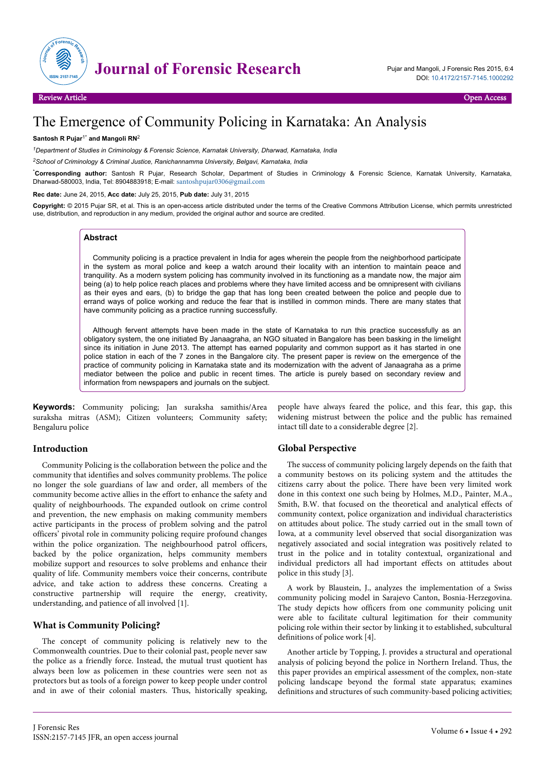# The Emergence of Community Policing in Karnataka: An Analysis

**Santosh R Pujar**[1*] **and Mangoli RN**[2]

[1]*Department of Studies in Criminology & Forensic Science, Karnatak University, Dharwad, Karnataka, India*

[2]*School of Criminology & Criminal Justice, Ranichannamma University, Belgavi, Karnataka, India*

[*]**Corresponding author:** Santosh R Pujar, Research Scholar, Department of Studies in Criminology & Forensic Science, Karnatak University, Karnataka, Dharwad-580003, India, Tel: 8904883918; E-mail: santoshpujar0306@gmail.com

**Rec date:** June 24, 2015, **Acc date:** July 25, 2015, **Pub date:** July 31, 2015

**Copyright:** © 2015 Pujar SR, et al. This is an open-access article distributed under the terms of the Creative Commons Attribution License, which permits unrestricted use, distribution, and reproduction in any medium, provided the original author and source are credited.

## Abstract

Community policing is a practice prevalent in India for ages wherein the people from the neighborhood participate in the system as moral police and keep a watch around their locality with an intention to maintain peace and tranquility. As a modern system policing has community involved in its functioning as a mandate now, the major aim being (a) to help police reach places and problems where they have limited access and be omnipresent with civilians as their eyes and ears, (b) to bridge the gap that has long been created between the police and people due to errand ways of police working and reduce the fear that is instilled in common minds. There are many states that have community policing as a practice running successfully.

Although fervent attempts have been made in the state of Karnataka to run this practice successfully as an obligatory system, the one initiated By Janaagraha, an NGO situated in Bangalore has been basking in the limelight since its initiation in June 2013. The attempt has earned popularity and common support as it has started in one police station in each of the 7 zones in the Bangalore city. The present paper is review on the emergence of the practice of community policing in Karnataka state and its modernization with the advent of Janaagraha as a prime mediator between the police and public in recent times. The article is purely based on secondary review and information from newspapers and journals on the subject.

**Keywords:** Community policing; Jan suraksha samithis/Area suraksha mitras (ASM); Citizen volunteers; Community safety; Bengaluru police

## Introduction

Community Policing is the collaboration between the police and the community that identifies and solves community problems. The police no longer the sole guardians of law and order, all members of the community become active allies in the effort to enhance the safety and quality of neighbourhoods. The expanded outlook on crime control and prevention, the new emphasis on making community members active participants in the process of problem solving and the patrol officers' pivotal role in community policing require profound changes within the police organization. The neighbourhood patrol officers, backed by the police organization, helps community members mobilize support and resources to solve problems and enhance their quality of life. Community members voice their concerns, contribute advice, and take action to address these concerns. Creating a constructive partnership will require the energy, creativity, understanding, and patience of all involved [1].

## What is Community Policing?

The concept of community policing is relatively new to the Commonwealth countries. Due to their colonial past, people never saw the police as a friendly force. Instead, the mutual trust quotient has always been low as policemen in these countries were seen not as protectors but as tools of a foreign power to keep people under control and in awe of their colonial masters. Thus, historically speaking, people have always feared the police, and this fear, this gap, this widening mistrust between the police and the public has remained intact till date to a considerable degree [2].

## Global Perspective

The success of community policing largely depends on the faith that a community bestows on its policing system and the attitudes the citizens carry about the police. There have been very limited work done in this context one such being by Holmes, M.D., Painter, M.A., Smith, B.W. that focused on the theoretical and analytical effects of community context, police organization and individual characteristics on attitudes about police. The study carried out in the small town of Iowa, at a community level observed that social disorganization was negatively associated and social integration was positively related to trust in the police and in totality contextual, organizational and individual predictors all had important effects on attitudes about police in this study [3].

A work by Blaustein, J., analyzes the implementation of a Swiss community policing model in Sarajevo Canton, Bosnia-Herzegovina. The study depicts how officers from one community policing unit were able to facilitate cultural legitimation for their community policing role within their sector by linking it to established, subcultural definitions of police work [4].

Another article by Topping, J. provides a structural and operational analysis of policing beyond the police in Northern Ireland. Thus, the this paper provides an empirical assessment of the complex, non-state policing landscape beyond the formal state apparatus; examines definitions and structures of such community-based policing activities;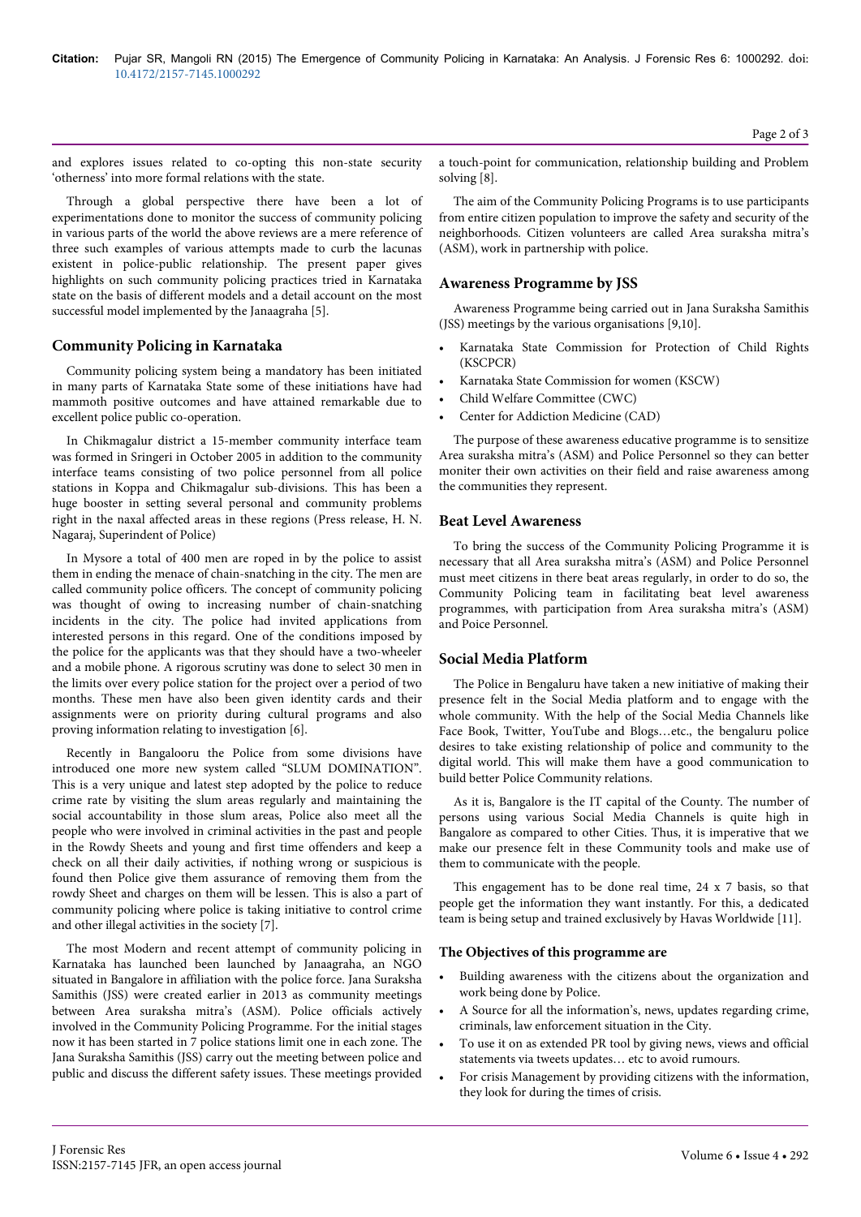and explores issues related to co-opting this non-state security 'otherness' into more formal relations with the state.

Through a global perspective there have been a lot of experimentations done to monitor the success of community policing in various parts of the world the above reviews are a mere reference of three such examples of various attempts made to curb the lacunas existent in police-public relationship. The present paper gives highlights on such community policing practices tried in Karnataka state on the basis of different models and a detail account on the most successful model implemented by the Janaagraha [5].

## Community Policing in Karnataka

Community policing system being a mandatory has been initiated in many parts of Karnataka State some of these initiations have had mammoth positive outcomes and have attained remarkable due to excellent police public co-operation.

In Chikmagalur district a 15-member community interface team was formed in Sringeri in October 2005 in addition to the community interface teams consisting of two police personnel from all police stations in Koppa and Chikmagalur sub-divisions. This has been a huge booster in setting several personal and community problems right in the naxal affected areas in these regions (Press release, H. N. Nagaraj, Superindent of Police)

In Mysore a total of 400 men are roped in by the police to assist them in ending the menace of chain-snatching in the city. The men are called community police officers. The concept of community policing was thought of owing to increasing number of chain-snatching incidents in the city. The police had invited applications from interested persons in this regard. One of the conditions imposed by the police for the applicants was that they should have a two-wheeler and a mobile phone. A rigorous scrutiny was done to select 30 men in the limits over every police station for the project over a period of two months. These men have also been given identity cards and their assignments were on priority during cultural programs and also proving information relating to investigation [6].

Recently in Bangalooru the Police from some divisions have introduced one more new system called "SLUM DOMINATION". This is a very unique and latest step adopted by the police to reduce crime rate by visiting the slum areas regularly and maintaining the social accountability in those slum areas, Police also meet all the people who were involved in criminal activities in the past and people in the Rowdy Sheets and young and first time offenders and keep a check on all their daily activities, if nothing wrong or suspicious is found then Police give them assurance of removing them from the rowdy Sheet and charges on them will be lessen. This is also a part of community policing where police is taking initiative to control crime and other illegal activities in the society [7].

The most Modern and recent attempt of community policing in Karnataka has launched been launched by Janaagraha, an NGO situated in Bangalore in affiliation with the police force. Jana Suraksha Samithis (JSS) were created earlier in 2013 as community meetings between Area suraksha mitra's (ASM). Police officials actively involved in the Community Policing Programme. For the initial stages now it has been started in 7 police stations limit one in each zone. The Jana Suraksha Samithis (JSS) carry out the meeting between police and public and discuss the different safety issues. These meetings provided a touch-point for communication, relationship building and Problem solving [8].

The aim of the Community Policing Programs is to use participants from entire citizen population to improve the safety and security of the neighborhoods. Citizen volunteers are called Area suraksha mitra's (ASM), work in partnership with police.

## Awareness Programme by JSS

Awareness Programme being carried out in Jana Suraksha Samithis (JSS) meetings by the various organisations [9,10].

- Karnataka State Commission for Protection of Child Rights (KSCPCR)
- Karnataka State Commission for women (KSCW)
- Child Welfare Committee (CWC)
- Center for Addiction Medicine (CAD)

The purpose of these awareness educative programme is to sensitize Area suraksha mitra's (ASM) and Police Personnel so they can better moniter their own activities on their field and raise awareness among the communities they represent.

## Beat Level Awareness

To bring the success of the Community Policing Programme it is necessary that all Area suraksha mitra's (ASM) and Police Personnel must meet citizens in there beat areas regularly, in order to do so, the Community Policing team in facilitating beat level awareness programmes, with participation from Area suraksha mitra's (ASM) and Poice Personnel.

## Social Media Platform

The Police in Bengaluru have taken a new initiative of making their presence felt in the Social Media platform and to engage with the whole community. With the help of the Social Media Channels like Face Book, Twitter, YouTube and Blogs…etc., the bengaluru police desires to take existing relationship of police and community to the digital world. This will make them have a good communication to build better Police Community relations.

As it is, Bangalore is the IT capital of the County. The number of persons using various Social Media Channels is quite high in Bangalore as compared to other Cities. Thus, it is imperative that we make our presence felt in these Community tools and make use of them to communicate with the people.

This engagement has to be done real time, 24 x 7 basis, so that people get the information they want instantly. For this, a dedicated team is being setup and trained exclusively by Havas Worldwide [11].

### The Objectives of this programme are

- Building awareness with the citizens about the organization and work being done by Police.
- A Source for all the information's, news, updates regarding crime, criminals, law enforcement situation in the City.
- To use it on as extended PR tool by giving news, views and official statements via tweets updates… etc to avoid rumours.
- For crisis Management by providing citizens with the information, they look for during the times of crisis.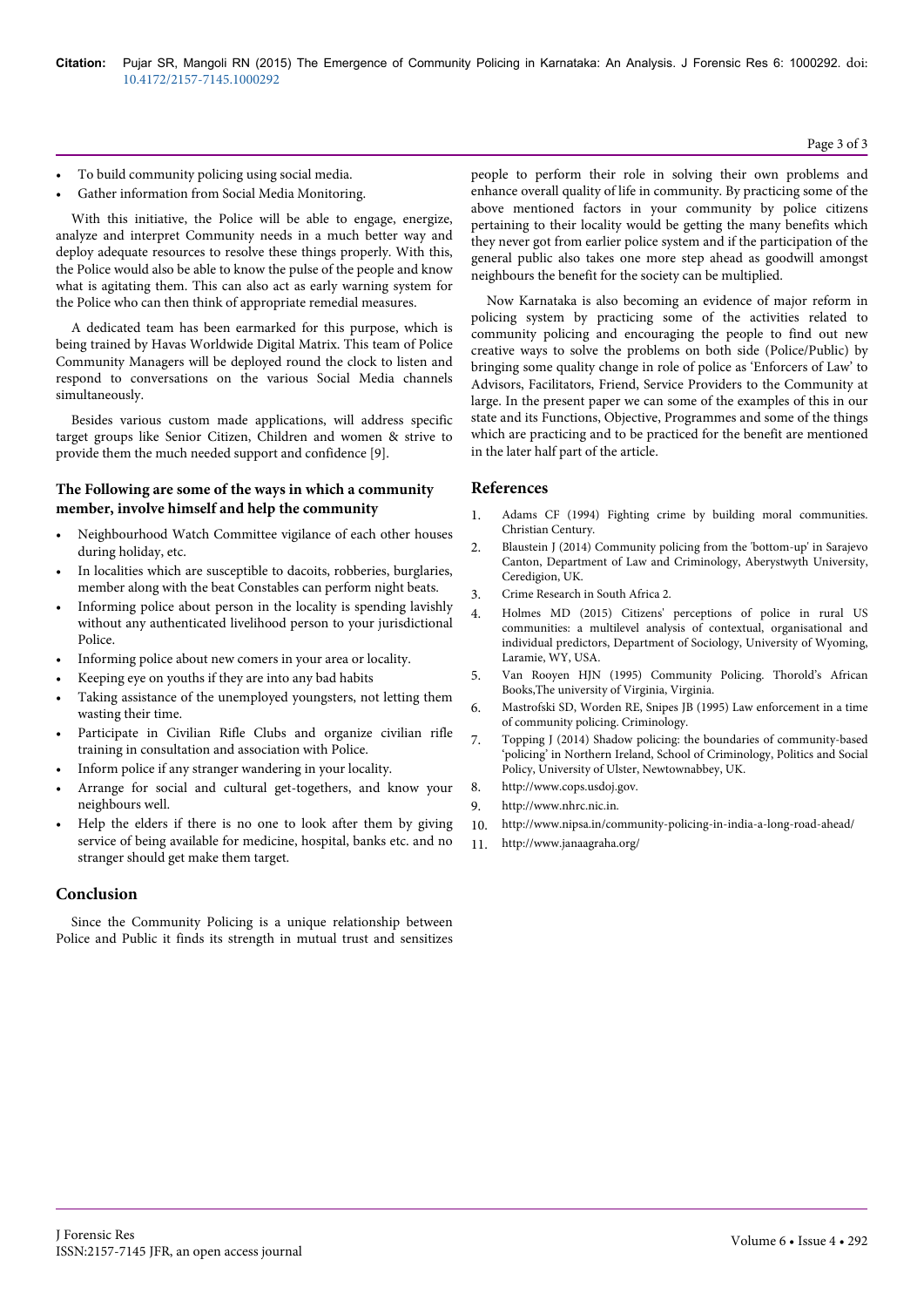- To build community policing using social media.
- Gather information from Social Media Monitoring.

With this initiative, the Police will be able to engage, energize, analyze and interpret Community needs in a much better way and deploy adequate resources to resolve these things properly. With this, the Police would also be able to know the pulse of the people and know what is agitating them. This can also act as early warning system for the Police who can then think of appropriate remedial measures.

A dedicated team has been earmarked for this purpose, which is being trained by Havas Worldwide Digital Matrix. This team of Police Community Managers will be deployed round the clock to listen and respond to conversations on the various Social Media channels simultaneously.

Besides various custom made applications, will address specific target groups like Senior Citizen, Children and women & strive to provide them the much needed support and confidence [9].

### The Following are some of the ways in which a community member, involve himself and help the community

- Neighbourhood Watch Committee vigilance of each other houses during holiday, etc.
- In localities which are susceptible to dacoits, robberies, burglaries, member along with the beat Constables can perform night beats.
- Informing police about person in the locality is spending lavishly without any authenticated livelihood person to your jurisdictional Police.
- Informing police about new comers in your area or locality.
- Keeping eye on youths if they are into any bad habits
- Taking assistance of the unemployed youngsters, not letting them wasting their time.
- Participate in Civilian Rifle Clubs and organize civilian rifle training in consultation and association with Police.
- Inform police if any stranger wandering in your locality.
- Arrange for social and cultural get-togethers, and know your neighbours well.
- Help the elders if there is no one to look after them by giving service of being available for medicine, hospital, banks etc. and no stranger should get make them target.

## Conclusion

Since the Community Policing is a unique relationship between Police and Public it finds its strength in mutual trust and sensitizes people to perform their role in solving their own problems and enhance overall quality of life in community. By practicing some of the above mentioned factors in your community by police citizens pertaining to their locality would be getting the many benefits which they never got from earlier police system and if the participation of the general public also takes one more step ahead as goodwill amongst neighbours the benefit for the society can be multiplied.

Now Karnataka is also becoming an evidence of major reform in policing system by practicing some of the activities related to community policing and encouraging the people to find out new creative ways to solve the problems on both side (Police/Public) by bringing some quality change in role of police as 'Enforcers of Law' to Advisors, Facilitators, Friend, Service Providers to the Community at large. In the present paper we can some of the examples of this in our state and its Functions, Objective, Programmes and some of the things which are practicing and to be practiced for the benefit are mentioned in the later half part of the article.

## References

1. Adams CF (1994) Fighting crime by building moral communities. Christian Century.
2. Blaustein J (2014) Community policing from the 'bottom-up' in Sarajevo Canton, Department of Law and Criminology, Aberystwyth University, Ceredigion, UK.
3. Crime Research in South Africa 2.
4. Holmes MD (2015) Citizens' perceptions of police in rural US communities: a multilevel analysis of contextual, organisational and individual predictors, Department of Sociology, University of Wyoming, Laramie, WY, USA.
5. Van Rooyen HJN (1995) Community Policing. Thorold's African Books,The university of Virginia, Virginia.
6. Mastrofski SD, Worden RE, Snipes JB (1995) Law enforcement in a time of community policing. Criminology.
7. Topping J (2014) Shadow policing: the boundaries of community-based 'policing' in Northern Ireland, School of Criminology, Politics and Social Policy, University of Ulster, Newtownabbey, UK.
8. http://www.cops.usdoj.gov.
9. http://www.nhrc.nic.in.
10. http://www.nipsa.in/community-policing-in-india-a-long-road-ahead/
11. http://www.janaagraha.org/